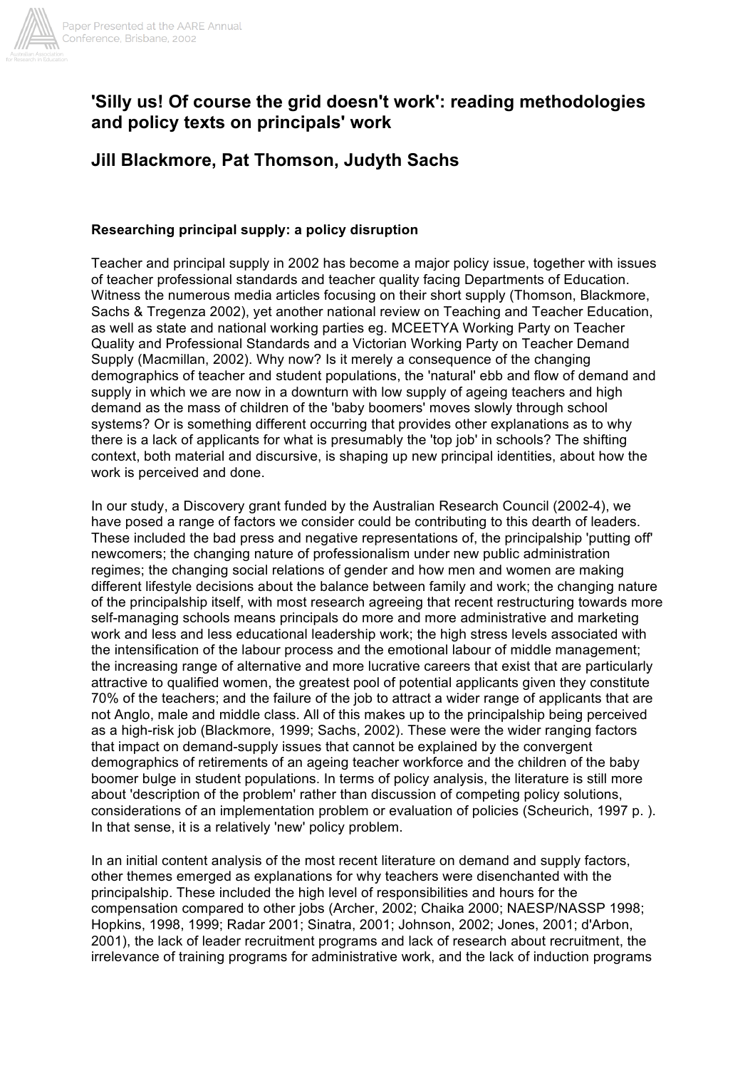# 'Silly us! Of course the grid doesn't work': reading methodologies and policy texts on principals' work

## Jill Blackmore, Pat Thomson, Judyth Sachs

### Researching principal supply: a policy disruption

Teacher and principal supply in 2002 has become a major policy issue, together with issues of teacher professional standards and teacher quality facing Departments of Education. Witness the numerous media articles focusing on their short supply (Thomson, Blackmore, Sachs & Tregenza 2002), yet another national review on Teaching and Teacher Education, as well as state and national working parties eg. MCEETYA Working Party on Teacher Quality and Professional Standards and a Victorian Working Party on Teacher Demand Supply (Macmillan, 2002). Why now? Is it merely a consequence of the changing demographics of teacher and student populations, the 'natural' ebb and flow of demand and supply in which we are now in a downturn with low supply of ageing teachers and high demand as the mass of children of the 'baby boomers' moves slowly through school systems? Or is something different occurring that provides other explanations as to why there is a lack of applicants for what is presumably the 'top job' in schools? The shifting context, both material and discursive, is shaping up new principal identities, about how the work is perceived and done.

In our study, a Discovery grant funded by the Australian Research Council (2002-4), we have posed a range of factors we consider could be contributing to this dearth of leaders. These included the bad press and negative representations of, the principalship 'putting off' newcomers; the changing nature of professionalism under new public administration regimes; the changing social relations of gender and how men and women are making different lifestyle decisions about the balance between family and work; the changing nature of the principalship itself, with most research agreeing that recent restructuring towards more self-managing schools means principals do more and more administrative and marketing work and less and less educational leadership work; the high stress levels associated with the intensification of the labour process and the emotional labour of middle management; the increasing range of alternative and more lucrative careers that exist that are particularly attractive to qualified women, the greatest pool of potential applicants given they constitute 70% of the teachers; and the failure of the job to attract a wider range of applicants that are not Anglo, male and middle class. All of this makes up to the principalship being perceived as a high-risk job (Blackmore, 1999; Sachs, 2002). These were the wider ranging factors that impact on demand-supply issues that cannot be explained by the convergent demographics of retirements of an ageing teacher workforce and the children of the baby boomer bulge in student populations. In terms of policy analysis, the literature is still more about 'description of the problem' rather than discussion of competing policy solutions, considerations of an implementation problem or evaluation of policies (Scheurich, 1997 p. ). In that sense, it is a relatively 'new' policy problem.

In an initial content analysis of the most recent literature on demand and supply factors, other themes emerged as explanations for why teachers were disenchanted with the principalship. These included the high level of responsibilities and hours for the compensation compared to other jobs (Archer, 2002; Chaika 2000; NAESP/NASSP 1998; Hopkins, 1998, 1999; Radar 2001; Sinatra, 2001; Johnson, 2002; Jones, 2001; d'Arbon, 2001), the lack of leader recruitment programs and lack of research about recruitment, the irrelevance of training programs for administrative work, and the lack of induction programs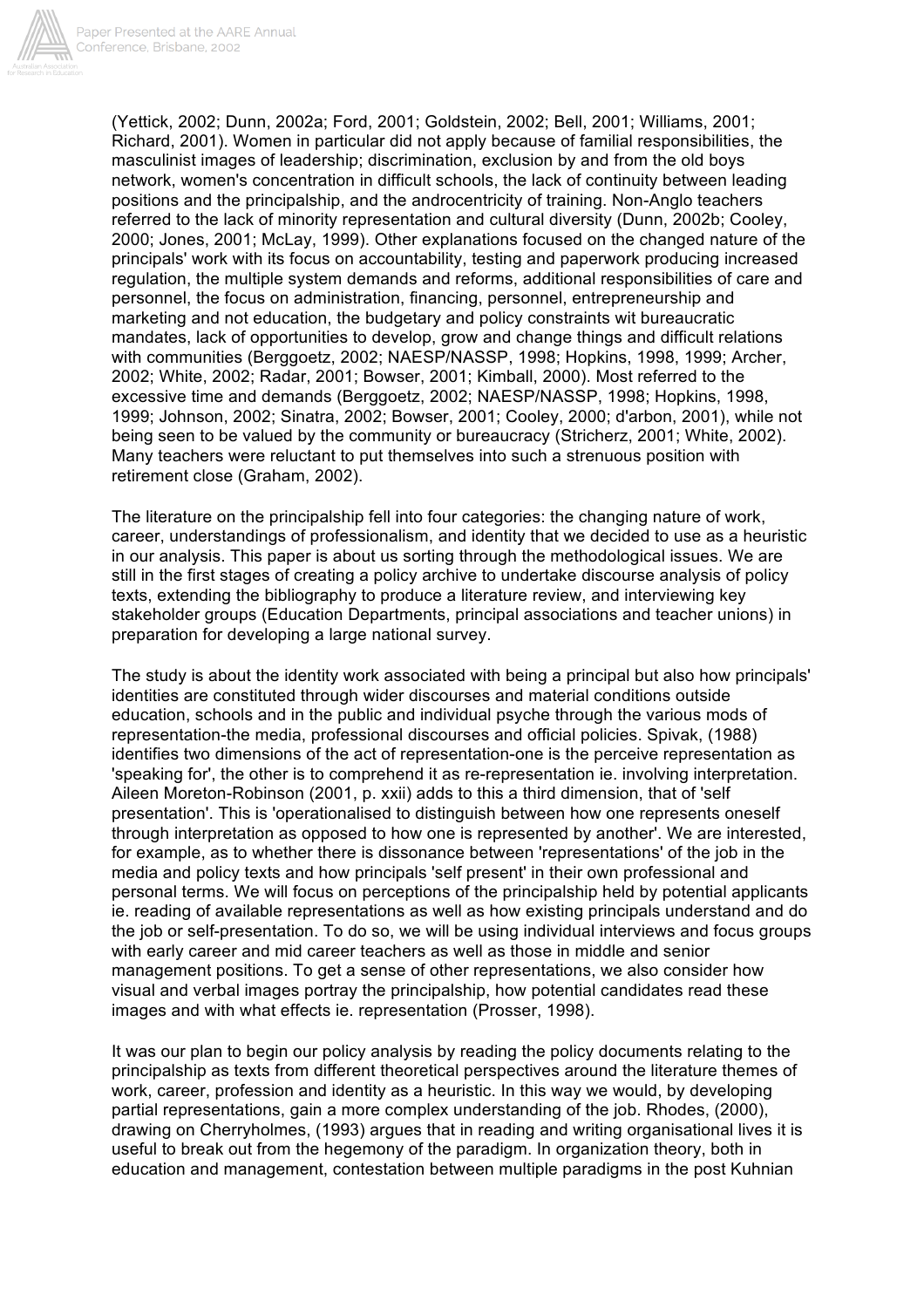(Yettick, 2002; Dunn, 2002a; Ford, 2001; Goldstein, 2002; Bell, 2001; Williams, 2001; Richard, 2001). Women in particular did not apply because of familial responsibilities, the masculinist images of leadership; discrimination, exclusion by and from the old boys network, women's concentration in difficult schools, the lack of continuity between leading positions and the principalship, and the androcentricity of training. Non-Anglo teachers referred to the lack of minority representation and cultural diversity (Dunn, 2002b; Cooley, 2000; Jones, 2001; McLay, 1999). Other explanations focused on the changed nature of the principals' work with its focus on accountability, testing and paperwork producing increased regulation, the multiple system demands and reforms, additional responsibilities of care and personnel, the focus on administration, financing, personnel, entrepreneurship and marketing and not education, the budgetary and policy constraints wit bureaucratic mandates, lack of opportunities to develop, grow and change things and difficult relations with communities (Berggoetz, 2002; NAESP/NASSP, 1998; Hopkins, 1998, 1999; Archer, 2002; White, 2002; Radar, 2001; Bowser, 2001; Kimball, 2000). Most referred to the excessive time and demands (Berggoetz, 2002; NAESP/NASSP, 1998; Hopkins, 1998, 1999; Johnson, 2002; Sinatra, 2002; Bowser, 2001; Cooley, 2000; d'arbon, 2001), while not being seen to be valued by the community or bureaucracy (Stricherz, 2001; White, 2002). Many teachers were reluctant to put themselves into such a strenuous position with retirement close (Graham, 2002).

The literature on the principalship fell into four categories: the changing nature of work, career, understandings of professionalism, and identity that we decided to use as a heuristic in our analysis. This paper is about us sorting through the methodological issues. We are still in the first stages of creating a policy archive to undertake discourse analysis of policy texts, extending the bibliography to produce a literature review, and interviewing key stakeholder groups (Education Departments, principal associations and teacher unions) in preparation for developing a large national survey.

The study is about the identity work associated with being a principal but also how principals' identities are constituted through wider discourses and material conditions outside education, schools and in the public and individual psyche through the various mods of representation-the media, professional discourses and official policies. Spivak, (1988) identifies two dimensions of the act of representation-one is the perceive representation as 'speaking for', the other is to comprehend it as re-representation ie. involving interpretation. Aileen Moreton-Robinson (2001, p. xxii) adds to this a third dimension, that of 'self presentation'. This is 'operationalised to distinguish between how one represents oneself through interpretation as opposed to how one is represented by another'. We are interested, for example, as to whether there is dissonance between 'representations' of the job in the media and policy texts and how principals 'self present' in their own professional and personal terms. We will focus on perceptions of the principalship held by potential applicants ie. reading of available representations as well as how existing principals understand and do the job or self-presentation. To do so, we will be using individual interviews and focus groups with early career and mid career teachers as well as those in middle and senior management positions. To get a sense of other representations, we also consider how visual and verbal images portray the principalship, how potential candidates read these images and with what effects ie. representation (Prosser, 1998).

It was our plan to begin our policy analysis by reading the policy documents relating to the principalship as texts from different theoretical perspectives around the literature themes of work, career, profession and identity as a heuristic. In this way we would, by developing partial representations, gain a more complex understanding of the job. Rhodes, (2000), drawing on Cherryholmes, (1993) argues that in reading and writing organisational lives it is useful to break out from the hegemony of the paradigm. In organization theory, both in education and management, contestation between multiple paradigms in the post Kuhnian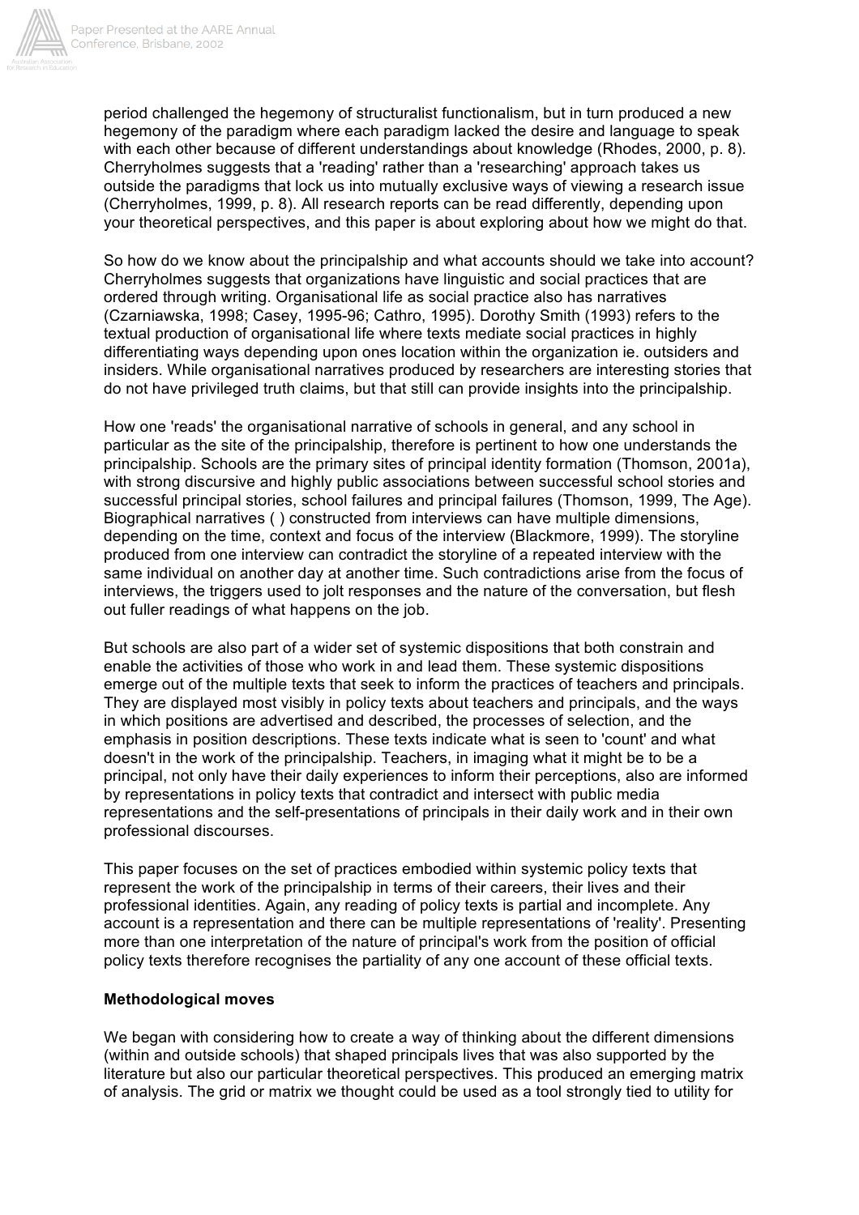period challenged the hegemony of structuralist functionalism, but in turn produced a new hegemony of the paradigm where each paradigm lacked the desire and language to speak with each other because of different understandings about knowledge (Rhodes, 2000, p. 8). Cherryholmes suggests that a 'reading' rather than a 'researching' approach takes us outside the paradigms that lock us into mutually exclusive ways of viewing a research issue (Cherryholmes, 1999, p. 8). All research reports can be read differently, depending upon your theoretical perspectives, and this paper is about exploring about how we might do that.

So how do we know about the principalship and what accounts should we take into account? Cherryholmes suggests that organizations have linguistic and social practices that are ordered through writing. Organisational life as social practice also has narratives (Czarniawska, 1998; Casey, 1995-96; Cathro, 1995). Dorothy Smith (1993) refers to the textual production of organisational life where texts mediate social practices in highly differentiating ways depending upon ones location within the organization ie. outsiders and insiders. While organisational narratives produced by researchers are interesting stories that do not have privileged truth claims, but that still can provide insights into the principalship.

How one 'reads' the organisational narrative of schools in general, and any school in particular as the site of the principalship, therefore is pertinent to how one understands the principalship. Schools are the primary sites of principal identity formation (Thomson, 2001a), with strong discursive and highly public associations between successful school stories and successful principal stories, school failures and principal failures (Thomson, 1999, The Age). Biographical narratives ( ) constructed from interviews can have multiple dimensions, depending on the time, context and focus of the interview (Blackmore, 1999). The storyline produced from one interview can contradict the storyline of a repeated interview with the same individual on another day at another time. Such contradictions arise from the focus of interviews, the triggers used to jolt responses and the nature of the conversation, but flesh out fuller readings of what happens on the job.

But schools are also part of a wider set of systemic dispositions that both constrain and enable the activities of those who work in and lead them. These systemic dispositions emerge out of the multiple texts that seek to inform the practices of teachers and principals. They are displayed most visibly in policy texts about teachers and principals, and the ways in which positions are advertised and described, the processes of selection, and the emphasis in position descriptions. These texts indicate what is seen to 'count' and what doesn't in the work of the principalship. Teachers, in imaging what it might be to be a principal, not only have their daily experiences to inform their perceptions, also are informed by representations in policy texts that contradict and intersect with public media representations and the self-presentations of principals in their daily work and in their own professional discourses.

This paper focuses on the set of practices embodied within systemic policy texts that represent the work of the principalship in terms of their careers, their lives and their professional identities. Again, any reading of policy texts is partial and incomplete. Any account is a representation and there can be multiple representations of 'reality'. Presenting more than one interpretation of the nature of principal's work from the position of official policy texts therefore recognises the partiality of any one account of these official texts.

**Methodological moves**

We began with considering how to create a way of thinking about the different dimensions (within and outside schools) that shaped principals lives that was also supported by the literature but also our particular theoretical perspectives. This produced an emerging matrix of analysis. The grid or matrix we thought could be used as a tool strongly tied to utility for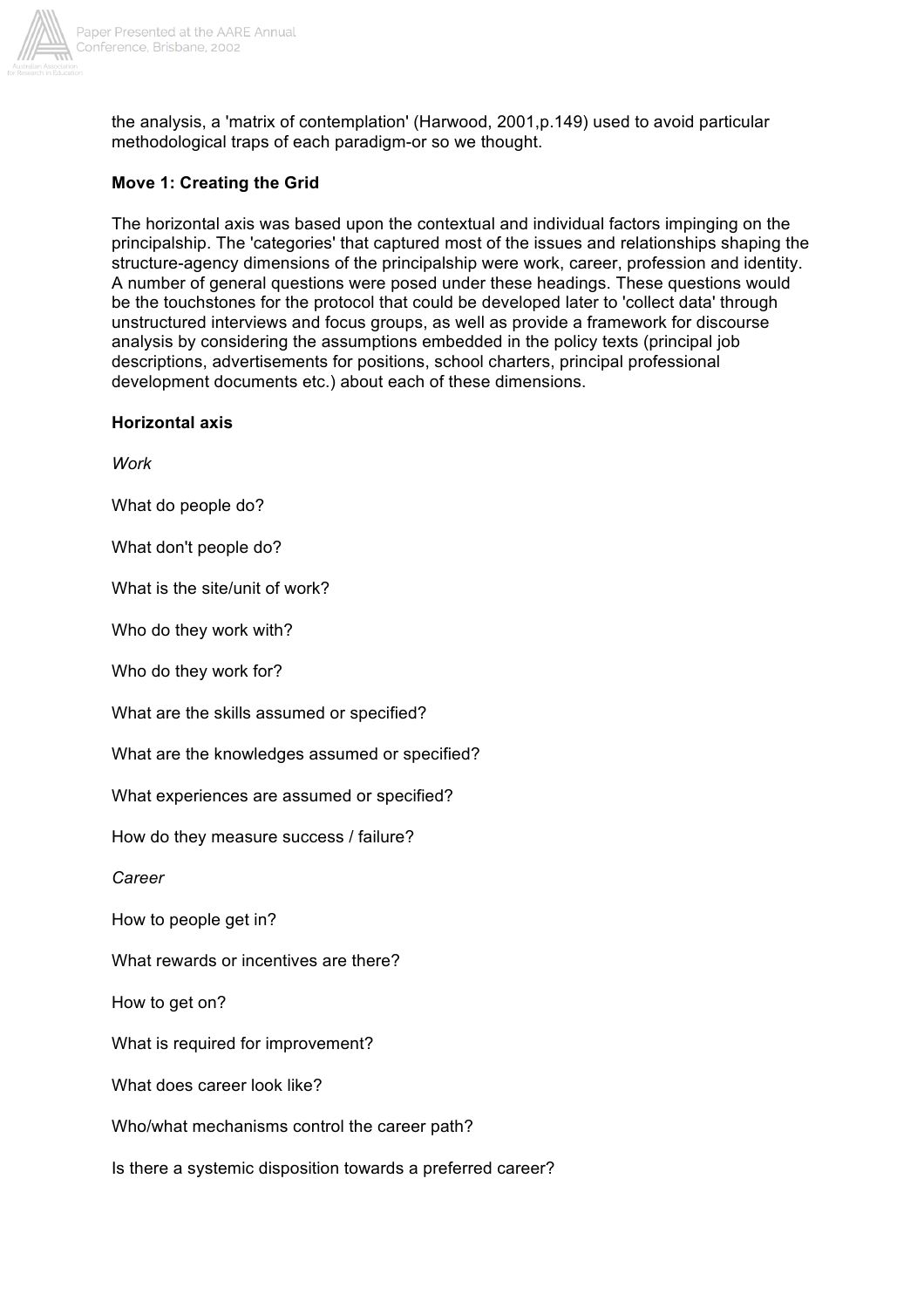the analysis, a 'matrix of contemplation' (Harwood, 2001,p.149) used to avoid particular methodological traps of each paradigm-or so we thought.

**Move 1: Creating the Grid**

The horizontal axis was based upon the contextual and individual factors impinging on the principalship. The 'categories' that captured most of the issues and relationships shaping the structure-agency dimensions of the principalship were work, career, profession and identity. A number of general questions were posed under these headings. These questions would be the touchstones for the protocol that could be developed later to 'collect data' through unstructured interviews and focus groups, as well as provide a framework for discourse analysis by considering the assumptions embedded in the policy texts (principal job descriptions, advertisements for positions, school charters, principal professional development documents etc.) about each of these dimensions.

**Horizontal axis**

*Work*

What do people do?

What don't people do?

What is the site/unit of work?

Who do they work with?

Who do they work for?

What are the skills assumed or specified?

What are the knowledges assumed or specified?

What experiences are assumed or specified?

How do they measure success / failure?

*Career*

How to people get in?

What rewards or incentives are there?

How to get on?

What is required for improvement?

What does career look like?

Who/what mechanisms control the career path?

Is there a systemic disposition towards a preferred career?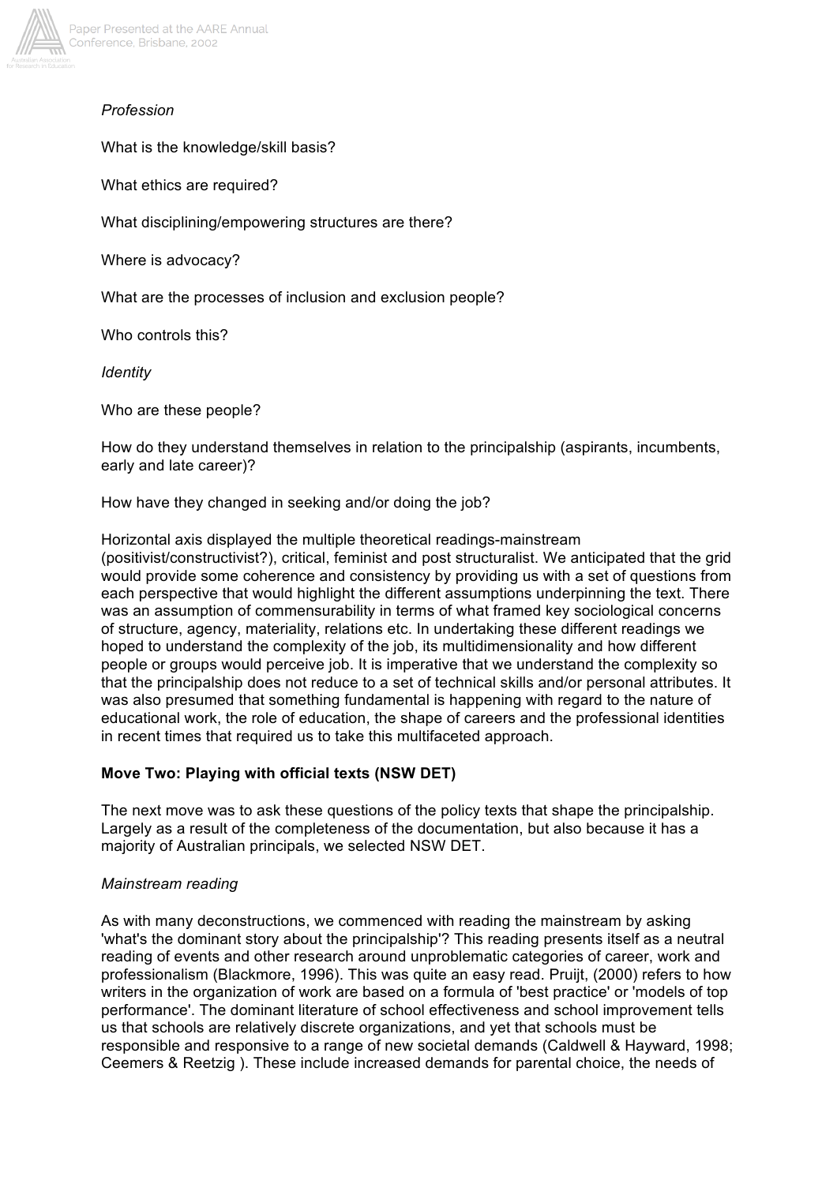*Profession*

What is the knowledge/skill basis?

What ethics are required?

What disciplining/empowering structures are there?

Where is advocacy?

What are the processes of inclusion and exclusion people?

Who controls this?

*Identity*

Who are these people?

How do they understand themselves in relation to the principalship (aspirants, incumbents, early and late career)?

How have they changed in seeking and/or doing the job?

Horizontal axis displayed the multiple theoretical readings-mainstream (positivist/constructivist?), critical, feminist and post structuralist. We anticipated that the grid would provide some coherence and consistency by providing us with a set of questions from each perspective that would highlight the different assumptions underpinning the text. There was an assumption of commensurability in terms of what framed key sociological concerns of structure, agency, materiality, relations etc. In undertaking these different readings we hoped to understand the complexity of the job, its multidimensionality and how different people or groups would perceive job. It is imperative that we understand the complexity so that the principalship does not reduce to a set of technical skills and/or personal attributes. It was also presumed that something fundamental is happening with regard to the nature of educational work, the role of education, the shape of careers and the professional identities in recent times that required us to take this multifaceted approach.

**Move Two: Playing with official texts (NSW DET)**

The next move was to ask these questions of the policy texts that shape the principalship. Largely as a result of the completeness of the documentation, but also because it has a majority of Australian principals, we selected NSW DET.

*Mainstream reading*

As with many deconstructions, we commenced with reading the mainstream by asking 'what's the dominant story about the principalship'? This reading presents itself as a neutral reading of events and other research around unproblematic categories of career, work and professionalism (Blackmore, 1996). This was quite an easy read. Pruijt, (2000) refers to how writers in the organization of work are based on a formula of 'best practice' or 'models of top performance'. The dominant literature of school effectiveness and school improvement tells us that schools are relatively discrete organizations, and yet that schools must be responsible and responsive to a range of new societal demands (Caldwell & Hayward, 1998; Ceemers & Reetzig ). These include increased demands for parental choice, the needs of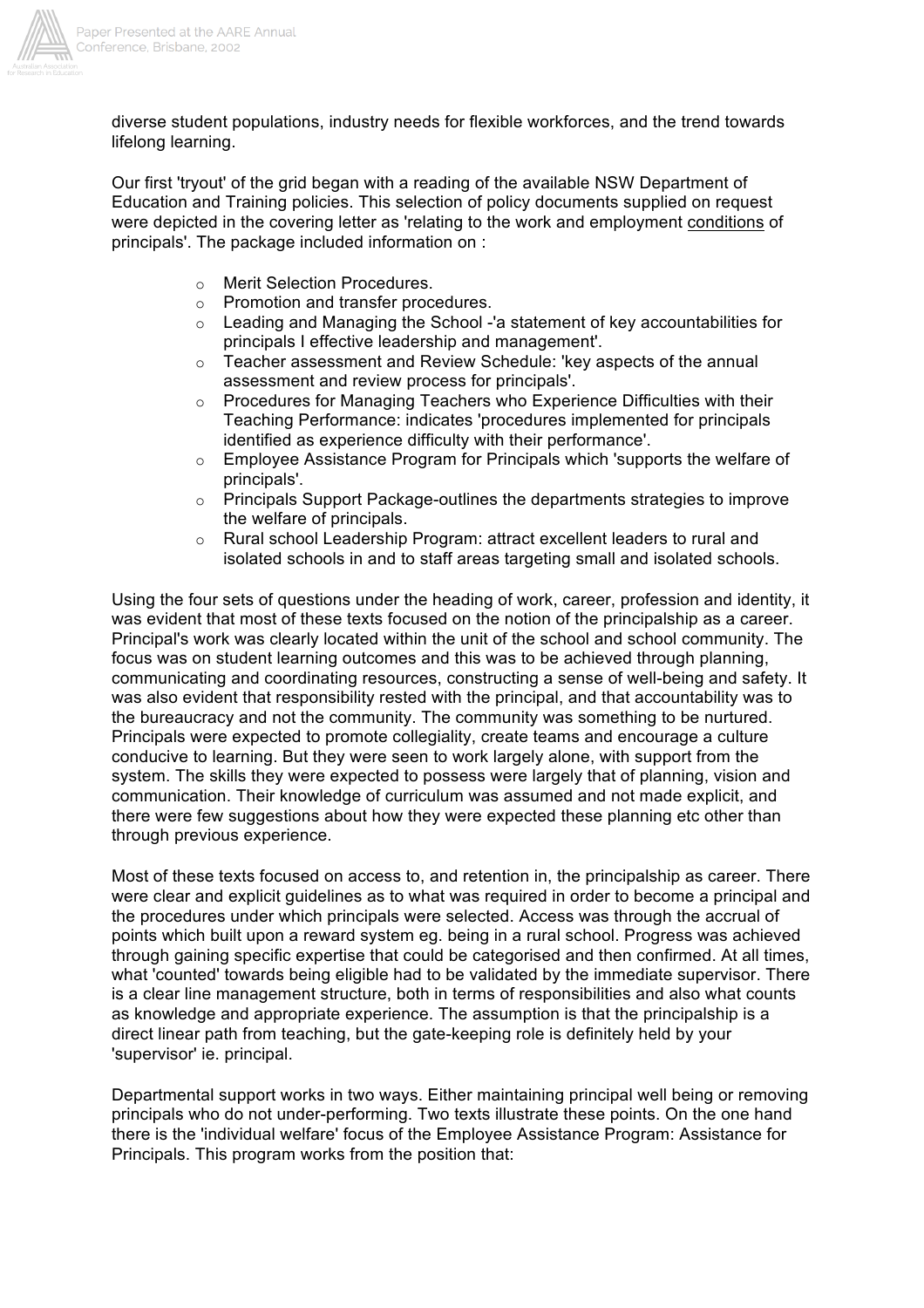diverse student populations, industry needs for flexible workforces, and the trend towards lifelong learning.

Our first 'tryout' of the grid began with a reading of the available NSW Department of Education and Training policies. This selection of policy documents supplied on request were depicted in the covering letter as 'relating to the work and employment conditions of principals'. The package included information on :

- Merit Selection Procedures.
- Promotion and transfer procedures.
- Leading and Managing the School -'a statement of key accountabilities for principals I effective leadership and management'.
- Teacher assessment and Review Schedule: 'key aspects of the annual assessment and review process for principals'.
- Procedures for Managing Teachers who Experience Difficulties with their Teaching Performance: indicates 'procedures implemented for principals identified as experience difficulty with their performance'.
- Employee Assistance Program for Principals which 'supports the welfare of principals'.
- Principals Support Package-outlines the departments strategies to improve the welfare of principals.
- Rural school Leadership Program: attract excellent leaders to rural and isolated schools in and to staff areas targeting small and isolated schools.

Using the four sets of questions under the heading of work, career, profession and identity, it was evident that most of these texts focused on the notion of the principalship as a career. Principal's work was clearly located within the unit of the school and school community. The focus was on student learning outcomes and this was to be achieved through planning, communicating and coordinating resources, constructing a sense of well-being and safety. It was also evident that responsibility rested with the principal, and that accountability was to the bureaucracy and not the community. The community was something to be nurtured. Principals were expected to promote collegiality, create teams and encourage a culture conducive to learning. But they were seen to work largely alone, with support from the system. The skills they were expected to possess were largely that of planning, vision and communication. Their knowledge of curriculum was assumed and not made explicit, and there were few suggestions about how they were expected these planning etc other than through previous experience.

Most of these texts focused on access to, and retention in, the principalship as career. There were clear and explicit guidelines as to what was required in order to become a principal and the procedures under which principals were selected. Access was through the accrual of points which built upon a reward system eg. being in a rural school. Progress was achieved through gaining specific expertise that could be categorised and then confirmed. At all times, what 'counted' towards being eligible had to be validated by the immediate supervisor. There is a clear line management structure, both in terms of responsibilities and also what counts as knowledge and appropriate experience. The assumption is that the principalship is a direct linear path from teaching, but the gate-keeping role is definitely held by your 'supervisor' ie. principal.

Departmental support works in two ways. Either maintaining principal well being or removing principals who do not under-performing. Two texts illustrate these points. On the one hand there is the 'individual welfare' focus of the Employee Assistance Program: Assistance for Principals. This program works from the position that: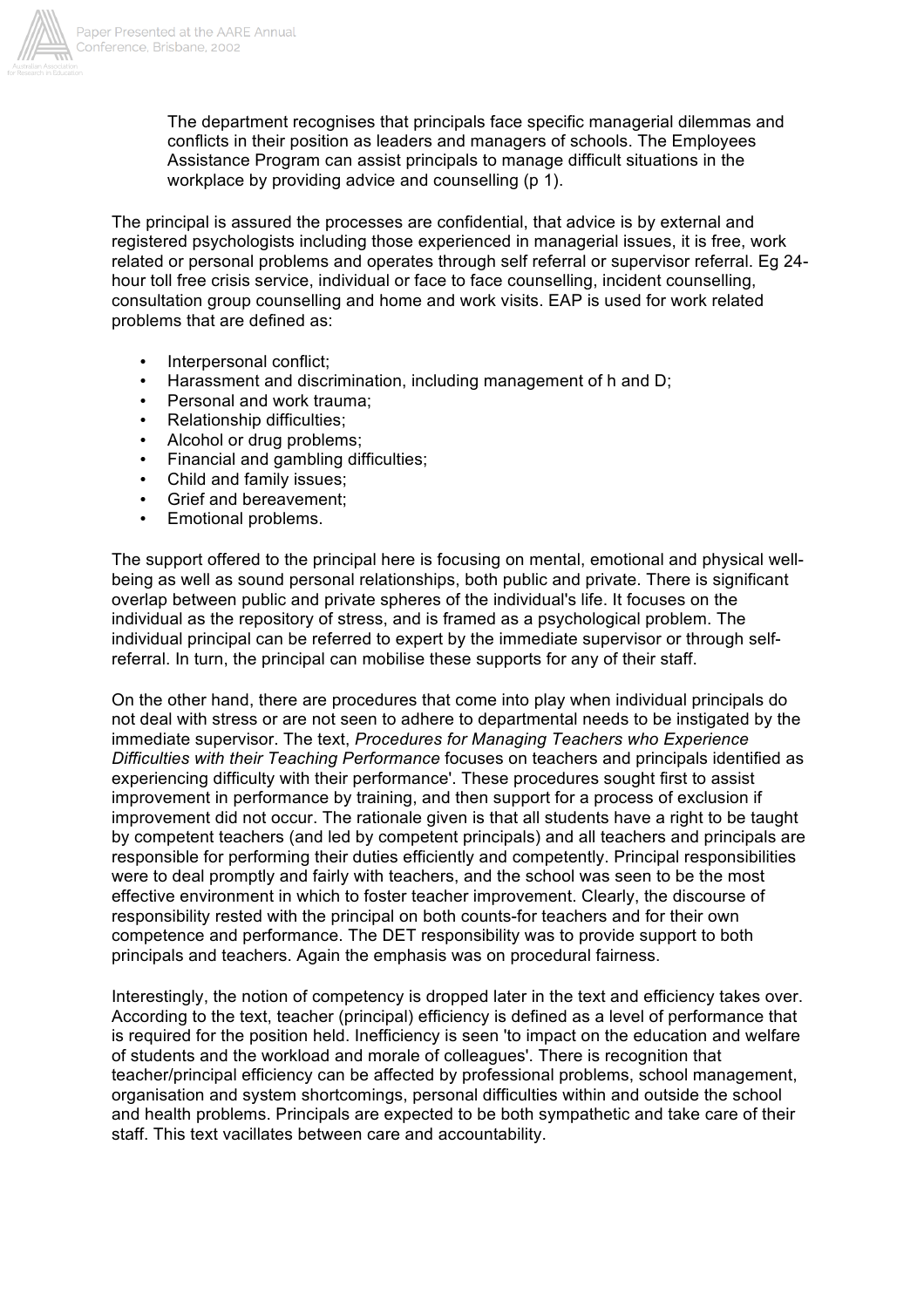> The department recognises that principals face specific managerial dilemmas and conflicts in their position as leaders and managers of schools. The Employees Assistance Program can assist principals to manage difficult situations in the workplace by providing advice and counselling (p 1).

The principal is assured the processes are confidential, that advice is by external and registered psychologists including those experienced in managerial issues, it is free, work related or personal problems and operates through self referral or supervisor referral. Eg 24-hour toll free crisis service, individual or face to face counselling, incident counselling, consultation group counselling and home and work visits. EAP is used for work related problems that are defined as:

- Interpersonal conflict;
- Harassment and discrimination, including management of h and D;
- Personal and work trauma;
- Relationship difficulties;
- Alcohol or drug problems;
- Financial and gambling difficulties;
- Child and family issues;
- Grief and bereavement;
- Emotional problems.

The support offered to the principal here is focusing on mental, emotional and physical well-being as well as sound personal relationships, both public and private. There is significant overlap between public and private spheres of the individual's life. It focuses on the individual as the repository of stress, and is framed as a psychological problem. The individual principal can be referred to expert by the immediate supervisor or through self-referral. In turn, the principal can mobilise these supports for any of their staff.

On the other hand, there are procedures that come into play when individual principals do not deal with stress or are not seen to adhere to departmental needs to be instigated by the immediate supervisor. The text, *Procedures for Managing Teachers who Experience Difficulties with their Teaching Performance* focuses on teachers and principals identified as experiencing difficulty with their performance'. These procedures sought first to assist improvement in performance by training, and then support for a process of exclusion if improvement did not occur. The rationale given is that all students have a right to be taught by competent teachers (and led by competent principals) and all teachers and principals are responsible for performing their duties efficiently and competently. Principal responsibilities were to deal promptly and fairly with teachers, and the school was seen to be the most effective environment in which to foster teacher improvement. Clearly, the discourse of responsibility rested with the principal on both counts-for teachers and for their own competence and performance. The DET responsibility was to provide support to both principals and teachers. Again the emphasis was on procedural fairness.

Interestingly, the notion of competency is dropped later in the text and efficiency takes over. According to the text, teacher (principal) efficiency is defined as a level of performance that is required for the position held. Inefficiency is seen 'to impact on the education and welfare of students and the workload and morale of colleagues'. There is recognition that teacher/principal efficiency can be affected by professional problems, school management, organisation and system shortcomings, personal difficulties within and outside the school and health problems. Principals are expected to be both sympathetic and take care of their staff. This text vacillates between care and accountability.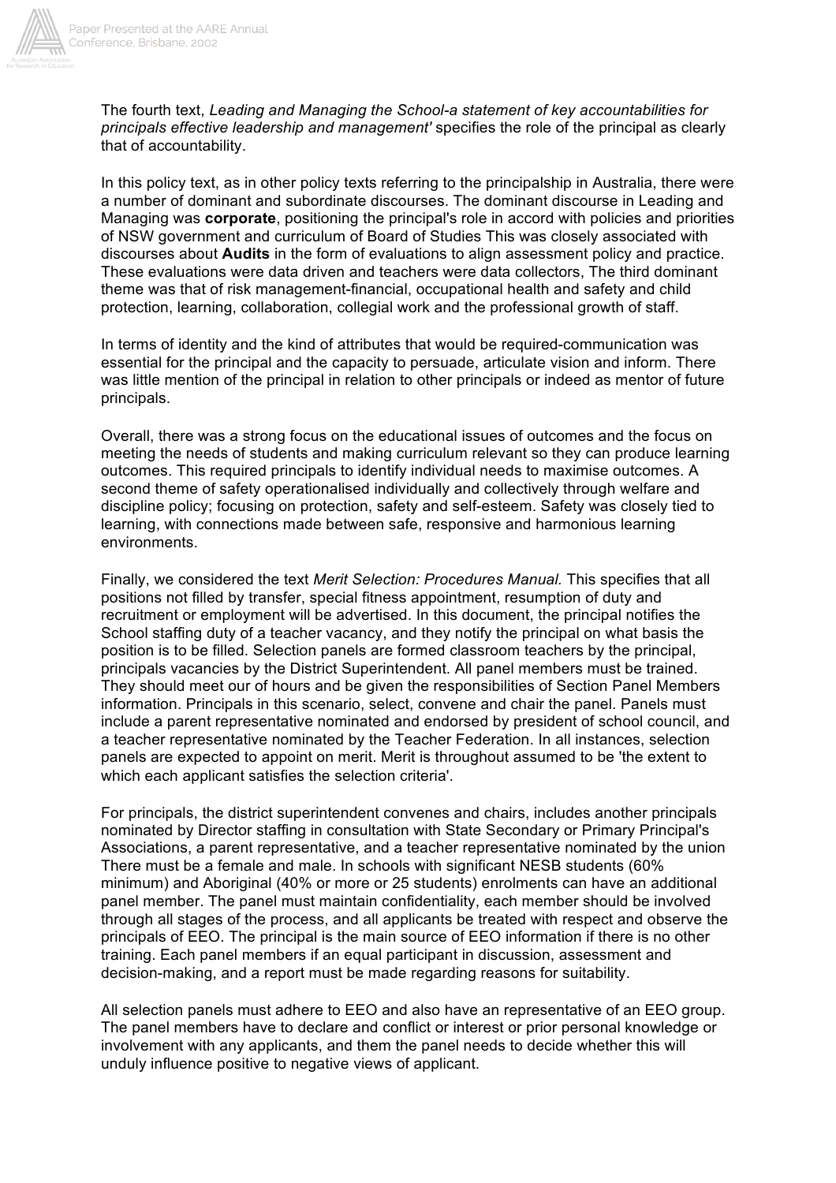The fourth text, *Leading and Managing the School-a statement of key accountabilities for principals effective leadership and management'* specifies the role of the principal as clearly that of accountability.

In this policy text, as in other policy texts referring to the principalship in Australia, there were a number of dominant and subordinate discourses. The dominant discourse in Leading and Managing was **corporate**, positioning the principal's role in accord with policies and priorities of NSW government and curriculum of Board of Studies This was closely associated with discourses about **Audits** in the form of evaluations to align assessment policy and practice. These evaluations were data driven and teachers were data collectors, The third dominant theme was that of risk management-financial, occupational health and safety and child protection, learning, collaboration, collegial work and the professional growth of staff.

In terms of identity and the kind of attributes that would be required-communication was essential for the principal and the capacity to persuade, articulate vision and inform. There was little mention of the principal in relation to other principals or indeed as mentor of future principals.

Overall, there was a strong focus on the educational issues of outcomes and the focus on meeting the needs of students and making curriculum relevant so they can produce learning outcomes. This required principals to identify individual needs to maximise outcomes. A second theme of safety operationalised individually and collectively through welfare and discipline policy; focusing on protection, safety and self-esteem. Safety was closely tied to learning, with connections made between safe, responsive and harmonious learning environments.

Finally, we considered the text *Merit Selection: Procedures Manual.* This specifies that all positions not filled by transfer, special fitness appointment, resumption of duty and recruitment or employment will be advertised. In this document, the principal notifies the School staffing duty of a teacher vacancy, and they notify the principal on what basis the position is to be filled. Selection panels are formed classroom teachers by the principal, principals vacancies by the District Superintendent. All panel members must be trained. They should meet our of hours and be given the responsibilities of Section Panel Members information. Principals in this scenario, select, convene and chair the panel. Panels must include a parent representative nominated and endorsed by president of school council, and a teacher representative nominated by the Teacher Federation. In all instances, selection panels are expected to appoint on merit. Merit is throughout assumed to be 'the extent to which each applicant satisfies the selection criteria'.

For principals, the district superintendent convenes and chairs, includes another principals nominated by Director staffing in consultation with State Secondary or Primary Principal's Associations, a parent representative, and a teacher representative nominated by the union There must be a female and male. In schools with significant NESB students (60% minimum) and Aboriginal (40% or more or 25 students) enrolments can have an additional panel member. The panel must maintain confidentiality, each member should be involved through all stages of the process, and all applicants be treated with respect and observe the principals of EEO. The principal is the main source of EEO information if there is no other training. Each panel members if an equal participant in discussion, assessment and decision-making, and a report must be made regarding reasons for suitability.

All selection panels must adhere to EEO and also have an representative of an EEO group. The panel members have to declare and conflict or interest or prior personal knowledge or involvement with any applicants, and them the panel needs to decide whether this will unduly influence positive to negative views of applicant.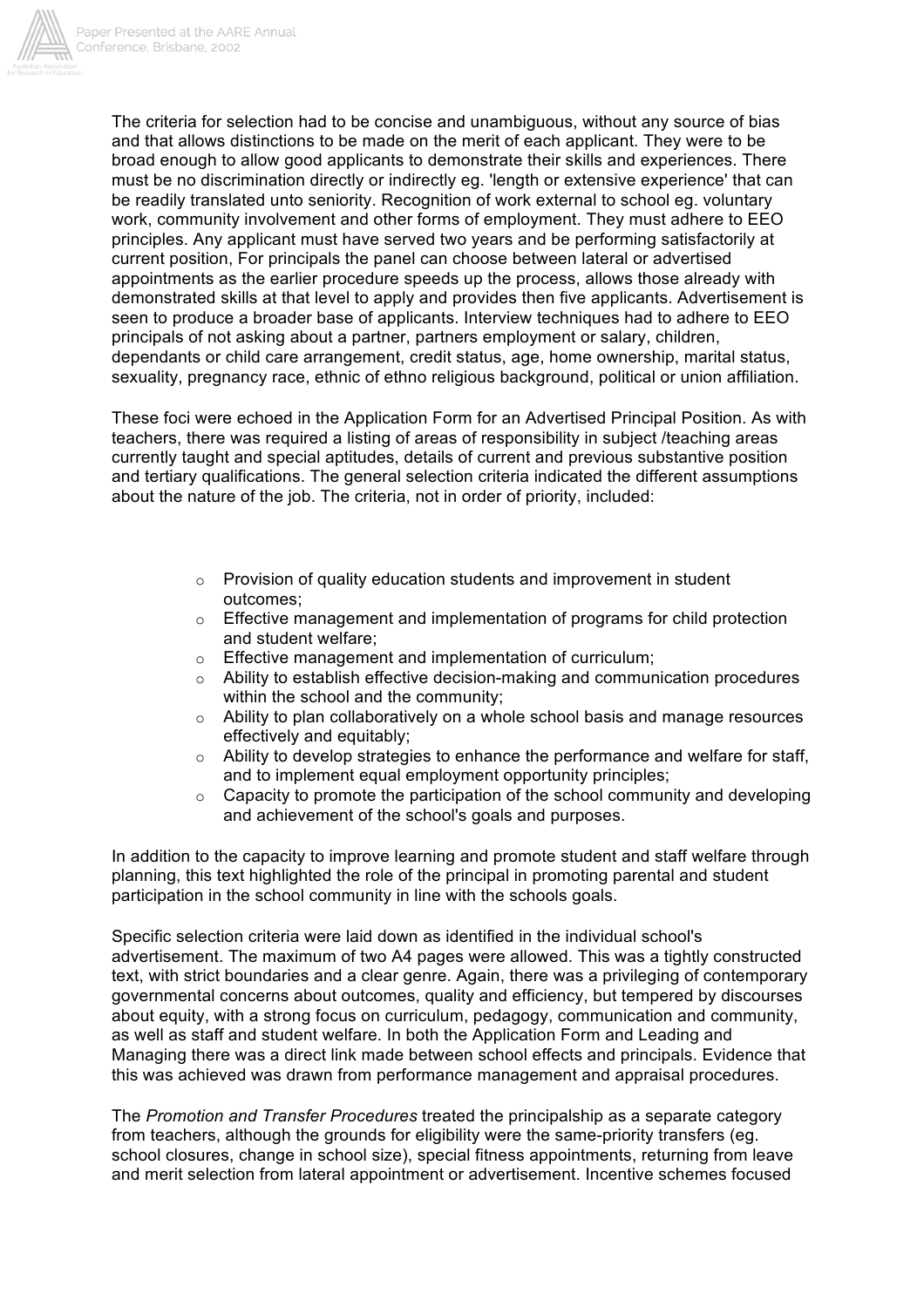The criteria for selection had to be concise and unambiguous, without any source of bias and that allows distinctions to be made on the merit of each applicant. They were to be broad enough to allow good applicants to demonstrate their skills and experiences. There must be no discrimination directly or indirectly eg. 'length or extensive experience' that can be readily translated unto seniority. Recognition of work external to school eg. voluntary work, community involvement and other forms of employment. They must adhere to EEO principles. Any applicant must have served two years and be performing satisfactorily at current position, For principals the panel can choose between lateral or advertised appointments as the earlier procedure speeds up the process, allows those already with demonstrated skills at that level to apply and provides then five applicants. Advertisement is seen to produce a broader base of applicants. Interview techniques had to adhere to EEO principals of not asking about a partner, partners employment or salary, children, dependants or child care arrangement, credit status, age, home ownership, marital status, sexuality, pregnancy race, ethnic of ethno religious background, political or union affiliation.

These foci were echoed in the Application Form for an Advertised Principal Position. As with teachers, there was required a listing of areas of responsibility in subject /teaching areas currently taught and special aptitudes, details of current and previous substantive position and tertiary qualifications. The general selection criteria indicated the different assumptions about the nature of the job. The criteria, not in order of priority, included:

- Provision of quality education students and improvement in student outcomes;
- Effective management and implementation of programs for child protection and student welfare;
- Effective management and implementation of curriculum;
- Ability to establish effective decision-making and communication procedures within the school and the community;
- Ability to plan collaboratively on a whole school basis and manage resources effectively and equitably;
- Ability to develop strategies to enhance the performance and welfare for staff, and to implement equal employment opportunity principles;
- Capacity to promote the participation of the school community and developing and achievement of the school's goals and purposes.

In addition to the capacity to improve learning and promote student and staff welfare through planning, this text highlighted the role of the principal in promoting parental and student participation in the school community in line with the schools goals.

Specific selection criteria were laid down as identified in the individual school's advertisement. The maximum of two A4 pages were allowed. This was a tightly constructed text, with strict boundaries and a clear genre. Again, there was a privileging of contemporary governmental concerns about outcomes, quality and efficiency, but tempered by discourses about equity, with a strong focus on curriculum, pedagogy, communication and community, as well as staff and student welfare. In both the Application Form and Leading and Managing there was a direct link made between school effects and principals. Evidence that this was achieved was drawn from performance management and appraisal procedures.

The *Promotion and Transfer Procedures* treated the principalship as a separate category from teachers, although the grounds for eligibility were the same-priority transfers (eg. school closures, change in school size), special fitness appointments, returning from leave and merit selection from lateral appointment or advertisement. Incentive schemes focused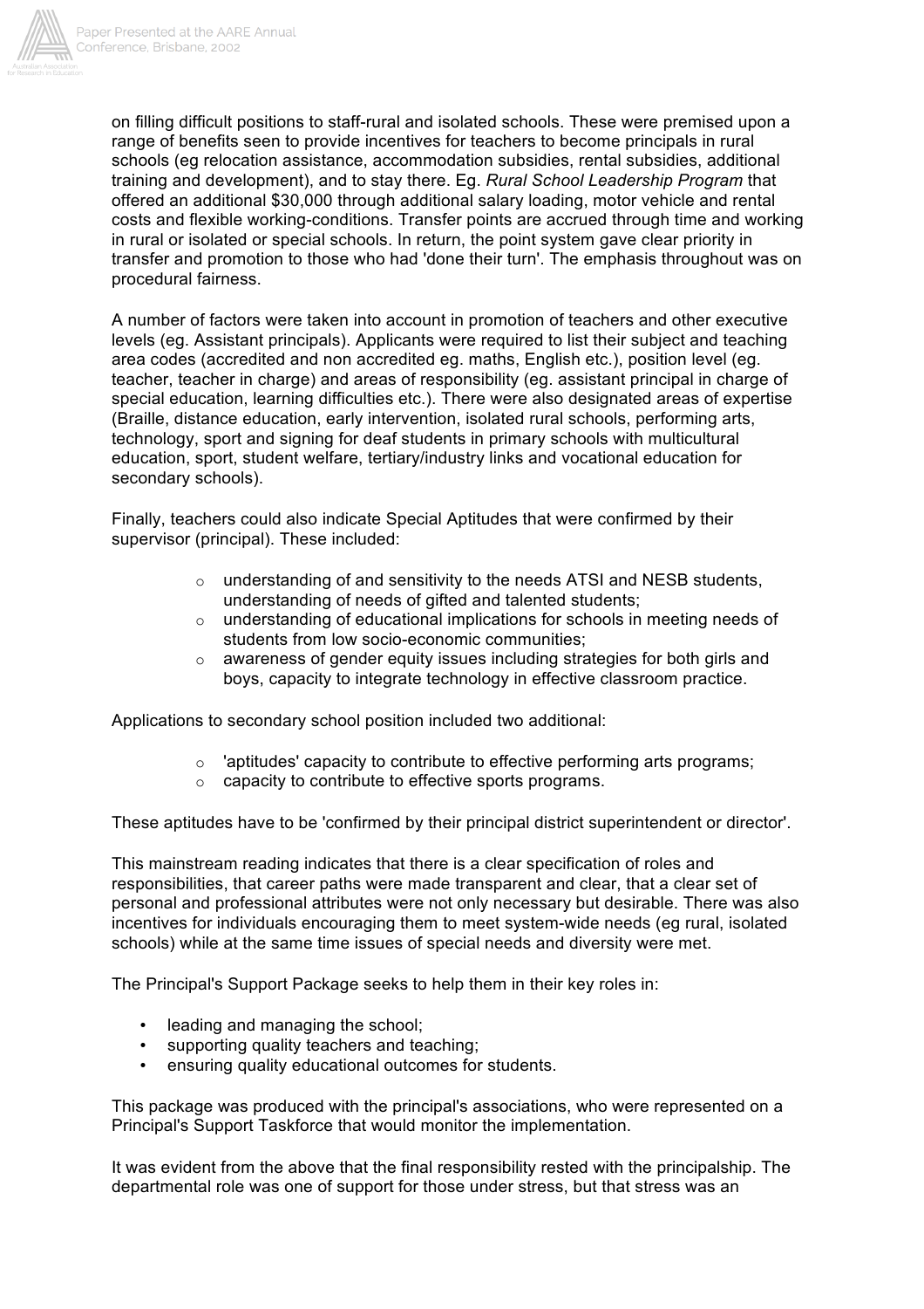on filling difficult positions to staff-rural and isolated schools. These were premised upon a range of benefits seen to provide incentives for teachers to become principals in rural schools (eg relocation assistance, accommodation subsidies, rental subsidies, additional training and development), and to stay there. Eg. *Rural School Leadership Program* that offered an additional $30,000 through additional salary loading, motor vehicle and rental costs and flexible working-conditions. Transfer points are accrued through time and working in rural or isolated or special schools. In return, the point system gave clear priority in transfer and promotion to those who had 'done their turn'. The emphasis throughout was on procedural fairness.

A number of factors were taken into account in promotion of teachers and other executive levels (eg. Assistant principals). Applicants were required to list their subject and teaching area codes (accredited and non accredited eg. maths, English etc.), position level (eg. teacher, teacher in charge) and areas of responsibility (eg. assistant principal in charge of special education, learning difficulties etc.). There were also designated areas of expertise (Braille, distance education, early intervention, isolated rural schools, performing arts, technology, sport and signing for deaf students in primary schools with multicultural education, sport, student welfare, tertiary/industry links and vocational education for secondary schools).

Finally, teachers could also indicate Special Aptitudes that were confirmed by their supervisor (principal). These included:

- understanding of and sensitivity to the needs ATSI and NESB students, understanding of needs of gifted and talented students;
- understanding of educational implications for schools in meeting needs of students from low socio-economic communities;
- awareness of gender equity issues including strategies for both girls and boys, capacity to integrate technology in effective classroom practice.

Applications to secondary school position included two additional:

- 'aptitudes' capacity to contribute to effective performing arts programs;
- capacity to contribute to effective sports programs.

These aptitudes have to be 'confirmed by their principal district superintendent or director'.

This mainstream reading indicates that there is a clear specification of roles and responsibilities, that career paths were made transparent and clear, that a clear set of personal and professional attributes were not only necessary but desirable. There was also incentives for individuals encouraging them to meet system-wide needs (eg rural, isolated schools) while at the same time issues of special needs and diversity were met.

The Principal's Support Package seeks to help them in their key roles in:

- leading and managing the school;
- supporting quality teachers and teaching;
- ensuring quality educational outcomes for students.

This package was produced with the principal's associations, who were represented on a Principal's Support Taskforce that would monitor the implementation.

It was evident from the above that the final responsibility rested with the principalship. The departmental role was one of support for those under stress, but that stress was an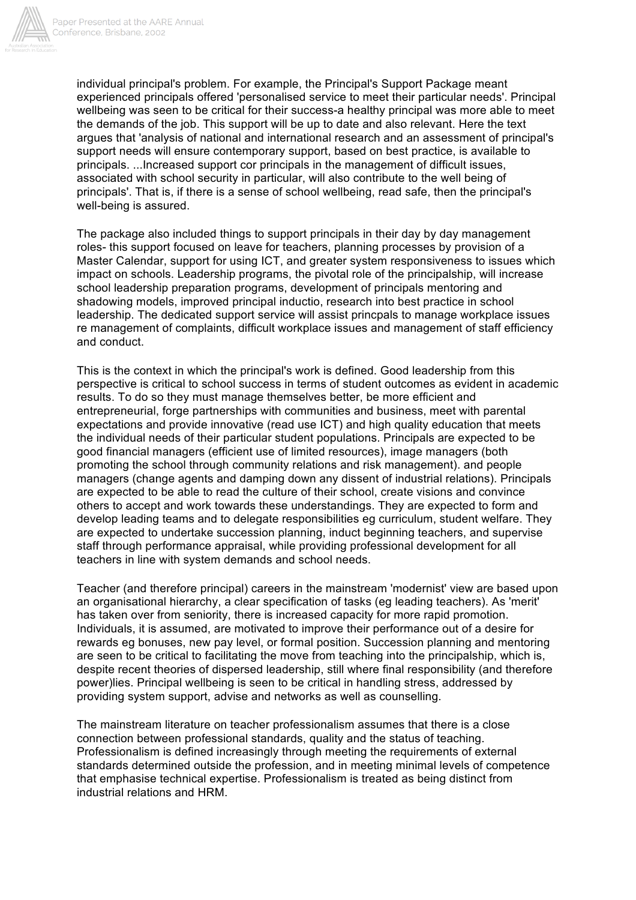individual principal's problem. For example, the Principal's Support Package meant experienced principals offered 'personalised service to meet their particular needs'. Principal wellbeing was seen to be critical for their success-a healthy principal was more able to meet the demands of the job. This support will be up to date and also relevant. Here the text argues that 'analysis of national and international research and an assessment of principal's support needs will ensure contemporary support, based on best practice, is available to principals. ...Increased support cor principals in the management of difficult issues, associated with school security in particular, will also contribute to the well being of principals'. That is, if there is a sense of school wellbeing, read safe, then the principal's well-being is assured.

The package also included things to support principals in their day by day management roles- this support focused on leave for teachers, planning processes by provision of a Master Calendar, support for using ICT, and greater system responsiveness to issues which impact on schools. Leadership programs, the pivotal role of the principalship, will increase school leadership preparation programs, development of principals mentoring and shadowing models, improved principal inductio, research into best practice in school leadership. The dedicated support service will assist princpals to manage workplace issues re management of complaints, difficult workplace issues and management of staff efficiency and conduct.

This is the context in which the principal's work is defined. Good leadership from this perspective is critical to school success in terms of student outcomes as evident in academic results. To do so they must manage themselves better, be more efficient and entrepreneurial, forge partnerships with communities and business, meet with parental expectations and provide innovative (read use ICT) and high quality education that meets the individual needs of their particular student populations. Principals are expected to be good financial managers (efficient use of limited resources), image managers (both promoting the school through community relations and risk management). and people managers (change agents and damping down any dissent of industrial relations). Principals are expected to be able to read the culture of their school, create visions and convince others to accept and work towards these understandings. They are expected to form and develop leading teams and to delegate responsibilities eg curriculum, student welfare. They are expected to undertake succession planning, induct beginning teachers, and supervise staff through performance appraisal, while providing professional development for all teachers in line with system demands and school needs.

Teacher (and therefore principal) careers in the mainstream 'modernist' view are based upon an organisational hierarchy, a clear specification of tasks (eg leading teachers). As 'merit' has taken over from seniority, there is increased capacity for more rapid promotion. Individuals, it is assumed, are motivated to improve their performance out of a desire for rewards eg bonuses, new pay level, or formal position. Succession planning and mentoring are seen to be critical to facilitating the move from teaching into the principalship, which is, despite recent theories of dispersed leadership, still where final responsibility (and therefore power)lies. Principal wellbeing is seen to be critical in handling stress, addressed by providing system support, advise and networks as well as counselling.

The mainstream literature on teacher professionalism assumes that there is a close connection between professional standards, quality and the status of teaching. Professionalism is defined increasingly through meeting the requirements of external standards determined outside the profession, and in meeting minimal levels of competence that emphasise technical expertise. Professionalism is treated as being distinct from industrial relations and HRM.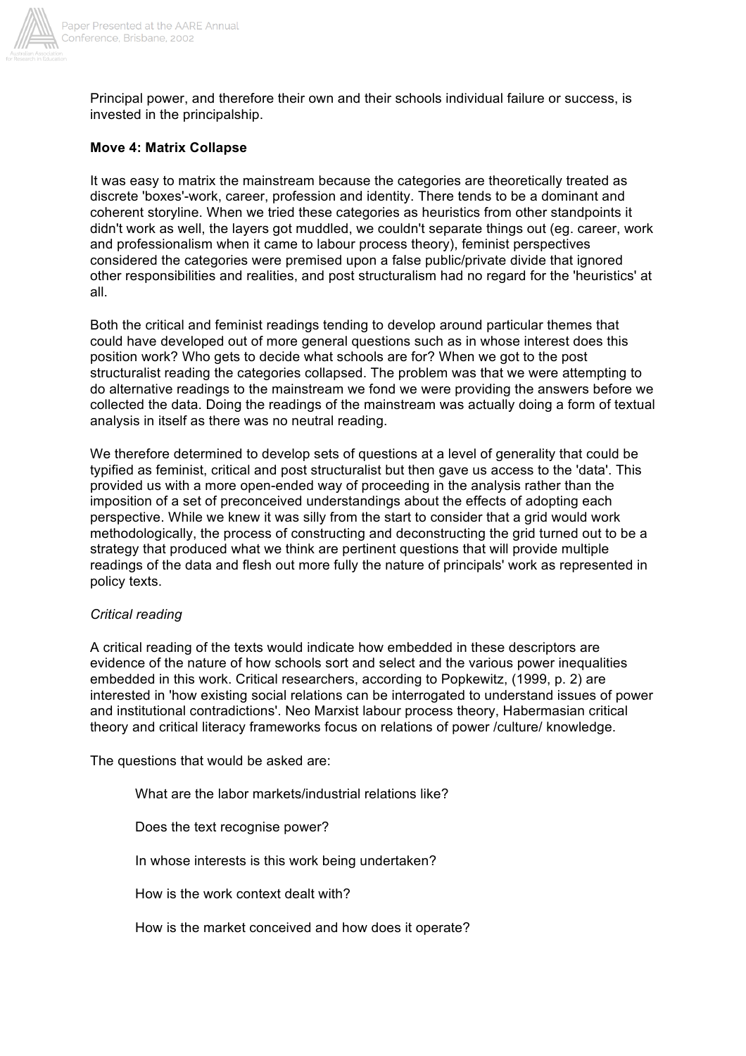Principal power, and therefore their own and their schools individual failure or success, is invested in the principalship.

**Move 4: Matrix Collapse**

It was easy to matrix the mainstream because the categories are theoretically treated as discrete 'boxes'-work, career, profession and identity. There tends to be a dominant and coherent storyline. When we tried these categories as heuristics from other standpoints it didn't work as well, the layers got muddled, we couldn't separate things out (eg. career, work and professionalism when it came to labour process theory), feminist perspectives considered the categories were premised upon a false public/private divide that ignored other responsibilities and realities, and post structuralism had no regard for the 'heuristics' at all.

Both the critical and feminist readings tending to develop around particular themes that could have developed out of more general questions such as in whose interest does this position work? Who gets to decide what schools are for? When we got to the post structuralist reading the categories collapsed. The problem was that we were attempting to do alternative readings to the mainstream we fond we were providing the answers before we collected the data. Doing the readings of the mainstream was actually doing a form of textual analysis in itself as there was no neutral reading.

We therefore determined to develop sets of questions at a level of generality that could be typified as feminist, critical and post structuralist but then gave us access to the 'data'. This provided us with a more open-ended way of proceeding in the analysis rather than the imposition of a set of preconceived understandings about the effects of adopting each perspective. While we knew it was silly from the start to consider that a grid would work methodologically, the process of constructing and deconstructing the grid turned out to be a strategy that produced what we think are pertinent questions that will provide multiple readings of the data and flesh out more fully the nature of principals' work as represented in policy texts.

*Critical reading*

A critical reading of the texts would indicate how embedded in these descriptors are evidence of the nature of how schools sort and select and the various power inequalities embedded in this work. Critical researchers, according to Popkewitz, (1999, p. 2) are interested in 'how existing social relations can be interrogated to understand issues of power and institutional contradictions'. Neo Marxist labour process theory, Habermasian critical theory and critical literacy frameworks focus on relations of power /culture/ knowledge.

The questions that would be asked are:

> What are the labor markets/industrial relations like?
>
> Does the text recognise power?
>
> In whose interests is this work being undertaken?
>
> How is the work context dealt with?
>
> How is the market conceived and how does it operate?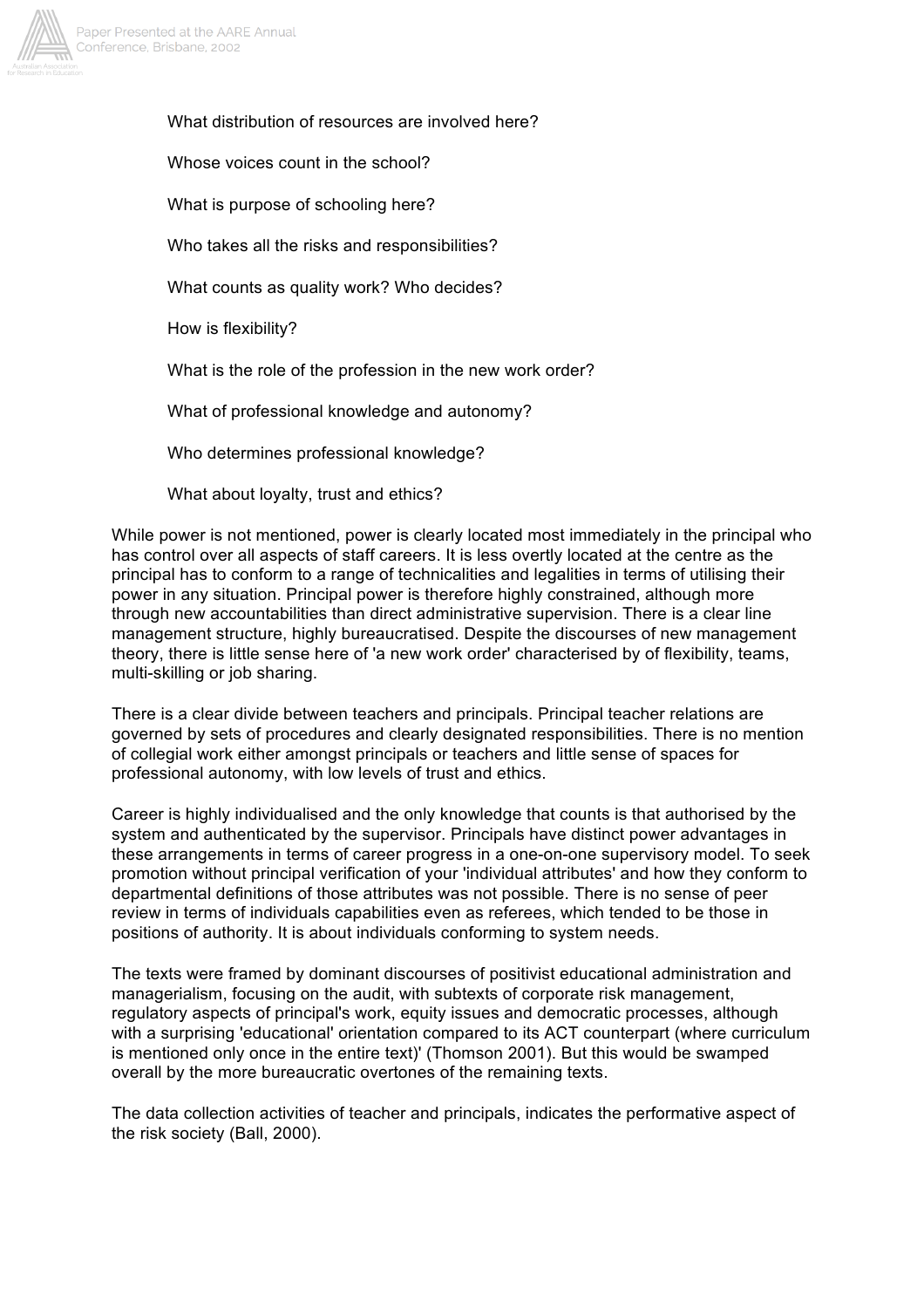What distribution of resources are involved here?

Whose voices count in the school?

What is purpose of schooling here?

Who takes all the risks and responsibilities?

What counts as quality work? Who decides?

How is flexibility?

What is the role of the profession in the new work order?

What of professional knowledge and autonomy?

Who determines professional knowledge?

What about loyalty, trust and ethics?

While power is not mentioned, power is clearly located most immediately in the principal who has control over all aspects of staff careers. It is less overtly located at the centre as the principal has to conform to a range of technicalities and legalities in terms of utilising their power in any situation. Principal power is therefore highly constrained, although more through new accountabilities than direct administrative supervision. There is a clear line management structure, highly bureaucratised. Despite the discourses of new management theory, there is little sense here of 'a new work order' characterised by of flexibility, teams, multi-skilling or job sharing.

There is a clear divide between teachers and principals. Principal teacher relations are governed by sets of procedures and clearly designated responsibilities. There is no mention of collegial work either amongst principals or teachers and little sense of spaces for professional autonomy, with low levels of trust and ethics.

Career is highly individualised and the only knowledge that counts is that authorised by the system and authenticated by the supervisor. Principals have distinct power advantages in these arrangements in terms of career progress in a one-on-one supervisory model. To seek promotion without principal verification of your 'individual attributes' and how they conform to departmental definitions of those attributes was not possible. There is no sense of peer review in terms of individuals capabilities even as referees, which tended to be those in positions of authority. It is about individuals conforming to system needs.

The texts were framed by dominant discourses of positivist educational administration and managerialism, focusing on the audit, with subtexts of corporate risk management, regulatory aspects of principal's work, equity issues and democratic processes, although with a surprising 'educational' orientation compared to its ACT counterpart (where curriculum is mentioned only once in the entire text)' (Thomson 2001). But this would be swamped overall by the more bureaucratic overtones of the remaining texts.

The data collection activities of teacher and principals, indicates the performative aspect of the risk society (Ball, 2000).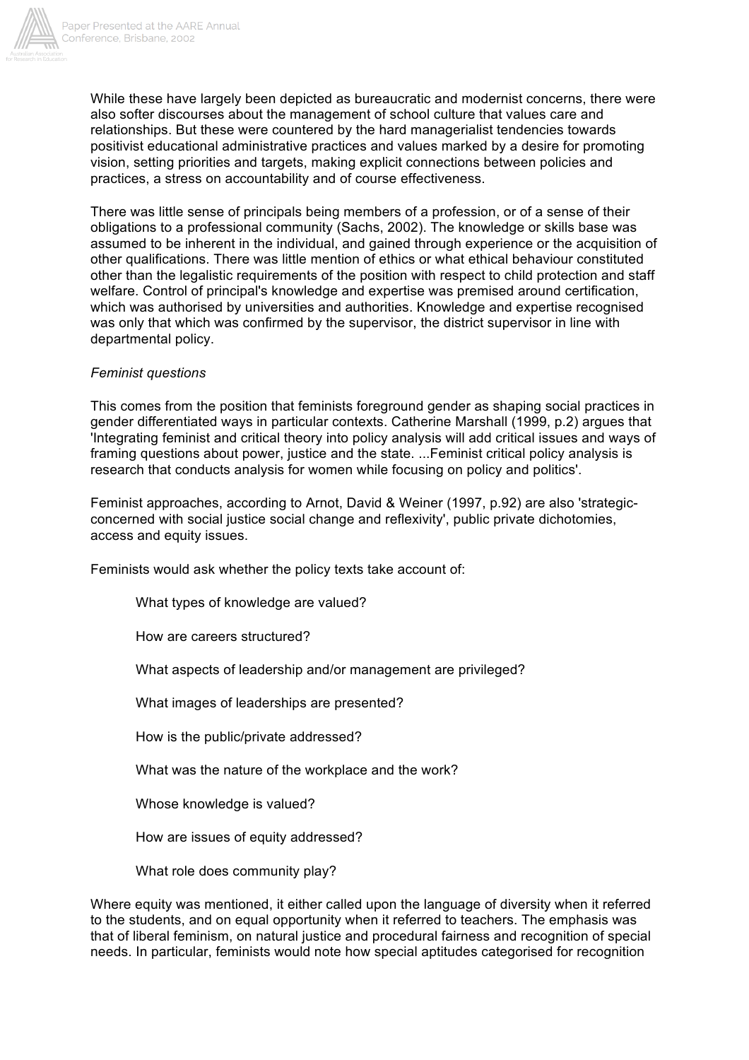While these have largely been depicted as bureaucratic and modernist concerns, there were also softer discourses about the management of school culture that values care and relationships. But these were countered by the hard managerialist tendencies towards positivist educational administrative practices and values marked by a desire for promoting vision, setting priorities and targets, making explicit connections between policies and practices, a stress on accountability and of course effectiveness.

There was little sense of principals being members of a profession, or of a sense of their obligations to a professional community (Sachs, 2002). The knowledge or skills base was assumed to be inherent in the individual, and gained through experience or the acquisition of other qualifications. There was little mention of ethics or what ethical behaviour constituted other than the legalistic requirements of the position with respect to child protection and staff welfare. Control of principal's knowledge and expertise was premised around certification, which was authorised by universities and authorities. Knowledge and expertise recognised was only that which was confirmed by the supervisor, the district supervisor in line with departmental policy.

*Feminist questions*

This comes from the position that feminists foreground gender as shaping social practices in gender differentiated ways in particular contexts. Catherine Marshall (1999, p.2) argues that 'Integrating feminist and critical theory into policy analysis will add critical issues and ways of framing questions about power, justice and the state. ...Feminist critical policy analysis is research that conducts analysis for women while focusing on policy and politics'.

Feminist approaches, according to Arnot, David & Weiner (1997, p.92) are also 'strategic-concerned with social justice social change and reflexivity', public private dichotomies, access and equity issues.

Feminists would ask whether the policy texts take account of:

> What types of knowledge are valued?
>
> How are careers structured?
>
> What aspects of leadership and/or management are privileged?
>
> What images of leaderships are presented?
>
> How is the public/private addressed?
>
> What was the nature of the workplace and the work?
>
> Whose knowledge is valued?
>
> How are issues of equity addressed?
>
> What role does community play?

Where equity was mentioned, it either called upon the language of diversity when it referred to the students, and on equal opportunity when it referred to teachers. The emphasis was that of liberal feminism, on natural justice and procedural fairness and recognition of special needs. In particular, feminists would note how special aptitudes categorised for recognition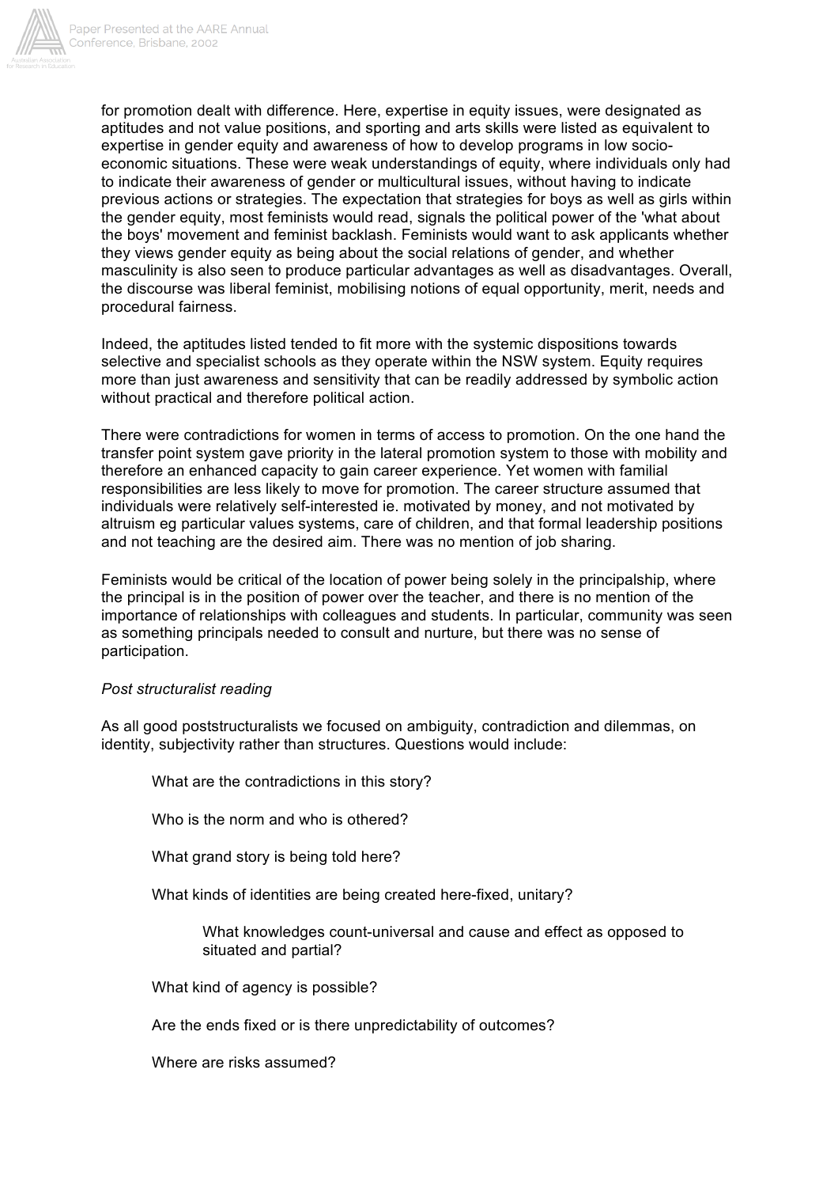for promotion dealt with difference. Here, expertise in equity issues, were designated as aptitudes and not value positions, and sporting and arts skills were listed as equivalent to expertise in gender equity and awareness of how to develop programs in low socio-economic situations. These were weak understandings of equity, where individuals only had to indicate their awareness of gender or multicultural issues, without having to indicate previous actions or strategies. The expectation that strategies for boys as well as girls within the gender equity, most feminists would read, signals the political power of the 'what about the boys' movement and feminist backlash. Feminists would want to ask applicants whether they views gender equity as being about the social relations of gender, and whether masculinity is also seen to produce particular advantages as well as disadvantages. Overall, the discourse was liberal feminist, mobilising notions of equal opportunity, merit, needs and procedural fairness.

Indeed, the aptitudes listed tended to fit more with the systemic dispositions towards selective and specialist schools as they operate within the NSW system. Equity requires more than just awareness and sensitivity that can be readily addressed by symbolic action without practical and therefore political action.

There were contradictions for women in terms of access to promotion. On the one hand the transfer point system gave priority in the lateral promotion system to those with mobility and therefore an enhanced capacity to gain career experience. Yet women with familial responsibilities are less likely to move for promotion. The career structure assumed that individuals were relatively self-interested ie. motivated by money, and not motivated by altruism eg particular values systems, care of children, and that formal leadership positions and not teaching are the desired aim. There was no mention of job sharing.

Feminists would be critical of the location of power being solely in the principalship, where the principal is in the position of power over the teacher, and there is no mention of the importance of relationships with colleagues and students. In particular, community was seen as something principals needed to consult and nurture, but there was no sense of participation.

*Post structuralist reading*

As all good poststructuralists we focused on ambiguity, contradiction and dilemmas, on identity, subjectivity rather than structures. Questions would include:

> What are the contradictions in this story?
>
> Who is the norm and who is othered?
>
> What grand story is being told here?
>
> What kinds of identities are being created here-fixed, unitary?
>
> > What knowledges count-universal and cause and effect as opposed to situated and partial?
>
> What kind of agency is possible?
>
> Are the ends fixed or is there unpredictability of outcomes?
>
> Where are risks assumed?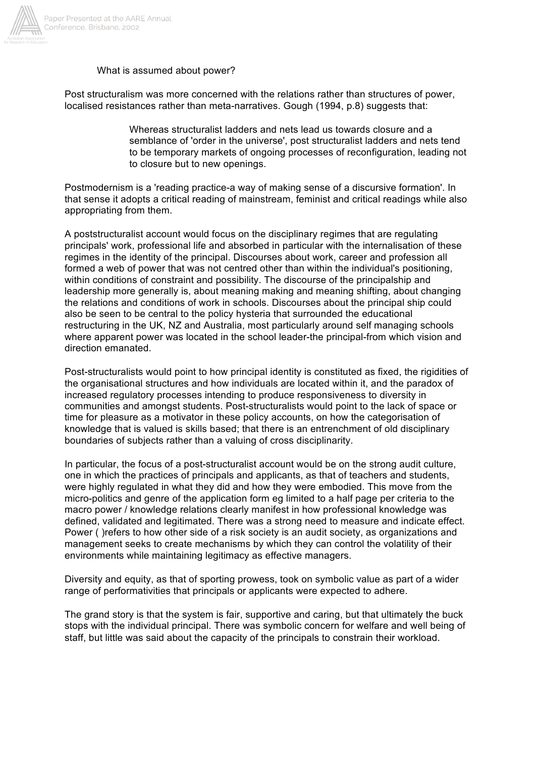What is assumed about power?

Post structuralism was more concerned with the relations rather than structures of power, localised resistances rather than meta-narratives. Gough (1994, p.8) suggests that:

> Whereas structuralist ladders and nets lead us towards closure and a semblance of 'order in the universe', post structuralist ladders and nets tend to be temporary markets of ongoing processes of reconfiguration, leading not to closure but to new openings.

Postmodernism is a 'reading practice-a way of making sense of a discursive formation'. In that sense it adopts a critical reading of mainstream, feminist and critical readings while also appropriating from them.

A poststructuralist account would focus on the disciplinary regimes that are regulating principals' work, professional life and absorbed in particular with the internalisation of these regimes in the identity of the principal. Discourses about work, career and profession all formed a web of power that was not centred other than within the individual's positioning, within conditions of constraint and possibility. The discourse of the principalship and leadership more generally is, about meaning making and meaning shifting, about changing the relations and conditions of work in schools. Discourses about the principal ship could also be seen to be central to the policy hysteria that surrounded the educational restructuring in the UK, NZ and Australia, most particularly around self managing schools where apparent power was located in the school leader-the principal-from which vision and direction emanated.

Post-structuralists would point to how principal identity is constituted as fixed, the rigidities of the organisational structures and how individuals are located within it, and the paradox of increased regulatory processes intending to produce responsiveness to diversity in communities and amongst students. Post-structuralists would point to the lack of space or time for pleasure as a motivator in these policy accounts, on how the categorisation of knowledge that is valued is skills based; that there is an entrenchment of old disciplinary boundaries of subjects rather than a valuing of cross disciplinarity.

In particular, the focus of a post-structuralist account would be on the strong audit culture, one in which the practices of principals and applicants, as that of teachers and students, were highly regulated in what they did and how they were embodied. This move from the micro-politics and genre of the application form eg limited to a half page per criteria to the macro power / knowledge relations clearly manifest in how professional knowledge was defined, validated and legitimated. There was a strong need to measure and indicate effect. Power ( )refers to how other side of a risk society is an audit society, as organizations and management seeks to create mechanisms by which they can control the volatility of their environments while maintaining legitimacy as effective managers.

Diversity and equity, as that of sporting prowess, took on symbolic value as part of a wider range of performativities that principals or applicants were expected to adhere.

The grand story is that the system is fair, supportive and caring, but that ultimately the buck stops with the individual principal. There was symbolic concern for welfare and well being of staff, but little was said about the capacity of the principals to constrain their workload.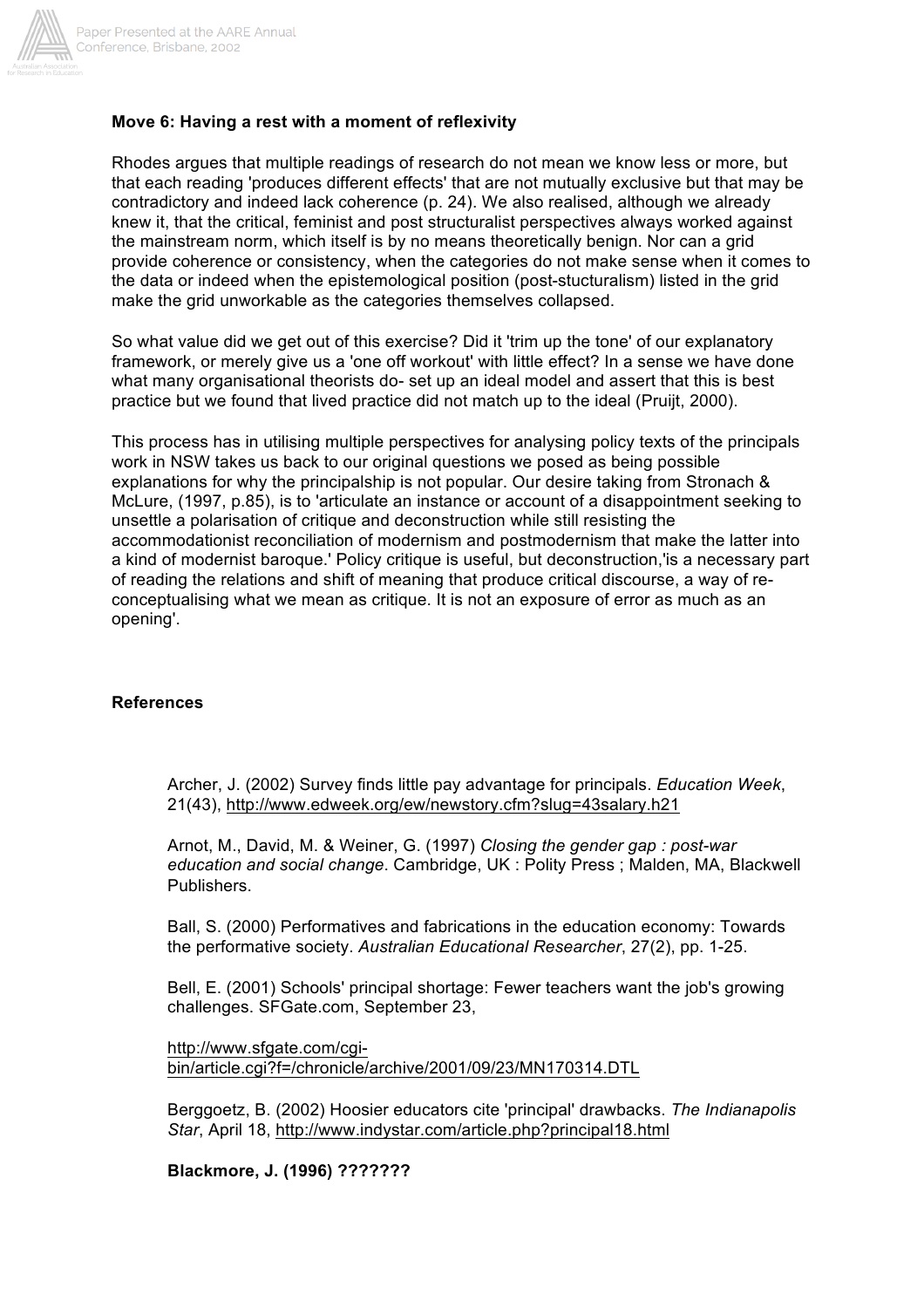**Move 6: Having a rest with a moment of reflexivity**

Rhodes argues that multiple readings of research do not mean we know less or more, but that each reading 'produces different effects' that are not mutually exclusive but that may be contradictory and indeed lack coherence (p. 24). We also realised, although we already knew it, that the critical, feminist and post structuralist perspectives always worked against the mainstream norm, which itself is by no means theoretically benign. Nor can a grid provide coherence or consistency, when the categories do not make sense when it comes to the data or indeed when the epistemological position (post-stucturalism) listed in the grid make the grid unworkable as the categories themselves collapsed.

So what value did we get out of this exercise? Did it 'trim up the tone' of our explanatory framework, or merely give us a 'one off workout' with little effect? In a sense we have done what many organisational theorists do- set up an ideal model and assert that this is best practice but we found that lived practice did not match up to the ideal (Pruijt, 2000).

This process has in utilising multiple perspectives for analysing policy texts of the principals work in NSW takes us back to our original questions we posed as being possible explanations for why the principalship is not popular. Our desire taking from Stronach & McLure, (1997, p.85), is to 'articulate an instance or account of a disappointment seeking to unsettle a polarisation of critique and deconstruction while still resisting the accommodationist reconciliation of modernism and postmodernism that make the latter into a kind of modernist baroque.' Policy critique is useful, but deconstruction,'is a necessary part of reading the relations and shift of meaning that produce critical discourse, a way of re-conceptualising what we mean as critique. It is not an exposure of error as much as an opening'.

**References**

Archer, J. (2002) Survey finds little pay advantage for principals. *Education Week*, 21(43), http://www.edweek.org/ew/newstory.cfm?slug=43salary.h21

Arnot, M., David, M. & Weiner, G. (1997) *Closing the gender gap : post-war education and social change*. Cambridge, UK : Polity Press ; Malden, MA, Blackwell Publishers.

Ball, S. (2000) Performatives and fabrications in the education economy: Towards the performative society. *Australian Educational Researcher*, 27(2), pp. 1-25.

Bell, E. (2001) Schools' principal shortage: Fewer teachers want the job's growing challenges. SFGate.com, September 23,

http://www.sfgate.com/cgi-bin/article.cgi?f=/chronicle/archive/2001/09/23/MN170314.DTL

Berggoetz, B. (2002) Hoosier educators cite 'principal' drawbacks. *The Indianapolis Star*, April 18, http://www.indystar.com/article.php?principal18.html

**Blackmore, J. (1996) ???????**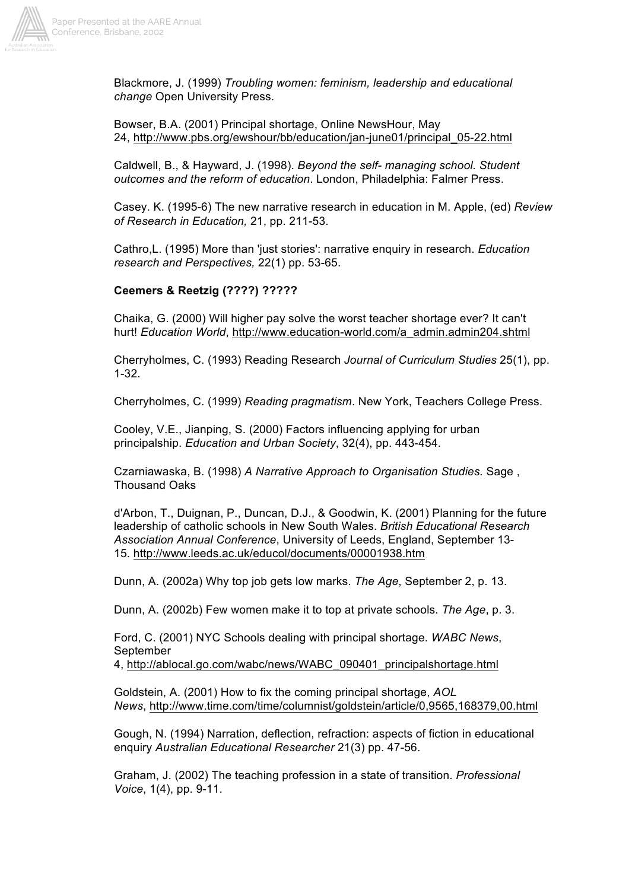Blackmore, J. (1999) *Troubling women: feminism, leadership and educational change* Open University Press.

Bowser, B.A. (2001) Principal shortage, Online NewsHour, May 24, http://www.pbs.org/ewshour/bb/education/jan-june01/principal_05-22.html

Caldwell, B., & Hayward, J. (1998). *Beyond the self- managing school. Student outcomes and the reform of education*. London, Philadelphia: Falmer Press.

Casey. K. (1995-6) The new narrative research in education in M. Apple, (ed) *Review of Research in Education,* 21, pp. 211-53.

Cathro,L. (1995) More than 'just stories': narrative enquiry in research. *Education research and Perspectives,* 22(1) pp. 53-65.

**Ceemers & Reetzig (????) ?????**

Chaika, G. (2000) Will higher pay solve the worst teacher shortage ever? It can't hurt! *Education World*, http://www.education-world.com/a_admin.admin204.shtml

Cherryholmes, C. (1993) Reading Research *Journal of Curriculum Studies* 25(1), pp. 1-32.

Cherryholmes, C. (1999) *Reading pragmatism*. New York, Teachers College Press.

Cooley, V.E., Jianping, S. (2000) Factors influencing applying for urban principalship. *Education and Urban Society*, 32(4), pp. 443-454.

Czarniawaska, B. (1998) *A Narrative Approach to Organisation Studies.* Sage , Thousand Oaks

d'Arbon, T., Duignan, P., Duncan, D.J., & Goodwin, K. (2001) Planning for the future leadership of catholic schools in New South Wales. *British Educational Research Association Annual Conference*, University of Leeds, England, September 13-15. http://www.leeds.ac.uk/educol/documents/00001938.htm

Dunn, A. (2002a) Why top job gets low marks. *The Age*, September 2, p. 13.

Dunn, A. (2002b) Few women make it to top at private schools. *The Age*, p. 3.

Ford, C. (2001) NYC Schools dealing with principal shortage. *WABC News*, September 4, http://ablocal.go.com/wabc/news/WABC_090401_principalshortage.html

Goldstein, A. (2001) How to fix the coming principal shortage, *AOL News*, http://www.time.com/time/columnist/goldstein/article/0,9565,168379,00.html

Gough, N. (1994) Narration, deflection, refraction: aspects of fiction in educational enquiry *Australian Educational Researcher* 21(3) pp. 47-56.

Graham, J. (2002) The teaching profession in a state of transition. *Professional Voice*, 1(4), pp. 9-11.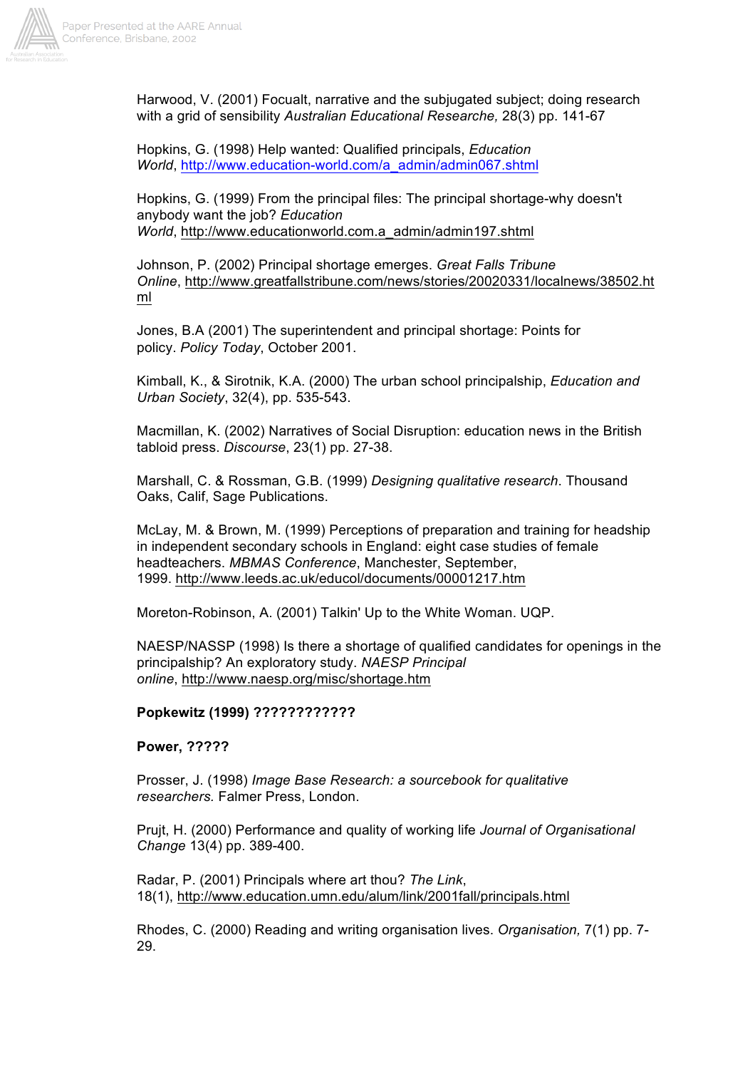Harwood, V. (2001) Focualt, narrative and the subjugated subject; doing research with a grid of sensibility *Australian Educational Researche,* 28(3) pp. 141-67

Hopkins, G. (1998) Help wanted: Qualified principals, *Education World*, http://www.education-world.com/a_admin/admin067.shtml

Hopkins, G. (1999) From the principal files: The principal shortage-why doesn't anybody want the job? *Education World*, http://www.educationworld.com.a_admin/admin197.shtml

Johnson, P. (2002) Principal shortage emerges. *Great Falls Tribune Online*, http://www.greatfallstribune.com/news/stories/20020331/localnews/38502.html

Jones, B.A (2001) The superintendent and principal shortage: Points for policy. *Policy Today*, October 2001.

Kimball, K., & Sirotnik, K.A. (2000) The urban school principalship, *Education and Urban Society*, 32(4), pp. 535-543.

Macmillan, K. (2002) Narratives of Social Disruption: education news in the British tabloid press. *Discourse*, 23(1) pp. 27-38.

Marshall, C. & Rossman, G.B. (1999) *Designing qualitative research*. Thousand Oaks, Calif, Sage Publications.

McLay, M. & Brown, M. (1999) Perceptions of preparation and training for headship in independent secondary schools in England: eight case studies of female headteachers. *MBMAS Conference*, Manchester, September, 1999. http://www.leeds.ac.uk/educol/documents/00001217.htm

Moreton-Robinson, A. (2001) Talkin' Up to the White Woman. UQP.

NAESP/NASSP (1998) Is there a shortage of qualified candidates for openings in the principalship? An exploratory study. *NAESP Principal online*, http://www.naesp.org/misc/shortage.htm

**Popkewitz (1999) ????????????**

**Power, ?????**

Prosser, J. (1998) *Image Base Research: a sourcebook for qualitative researchers.* Falmer Press, London.

Prujt, H. (2000) Performance and quality of working life *Journal of Organisational Change* 13(4) pp. 389-400.

Radar, P. (2001) Principals where art thou? *The Link*, 18(1), http://www.education.umn.edu/alum/link/2001fall/principals.html

Rhodes, C. (2000) Reading and writing organisation lives. *Organisation,* 7(1) pp. 7-29.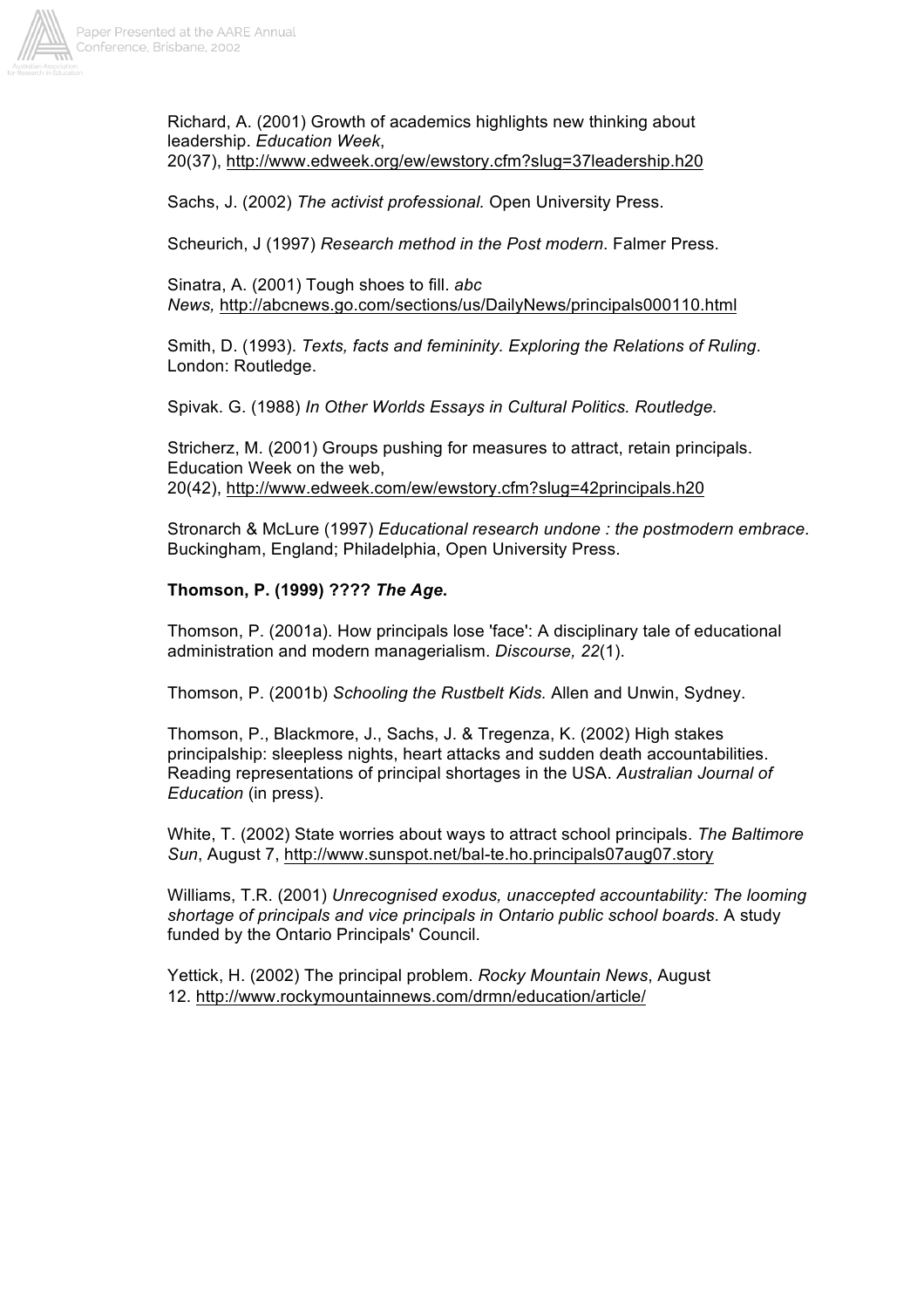Richard, A. (2001) Growth of academics highlights new thinking about leadership. *Education Week*, 20(37), http://www.edweek.org/ew/ewstory.cfm?slug=37leadership.h20

Sachs, J. (2002) *The activist professional.* Open University Press.

Scheurich, J (1997) *Research method in the Post modern*. Falmer Press.

Sinatra, A. (2001) Tough shoes to fill. *abc News,* http://abcnews.go.com/sections/us/DailyNews/principals000110.html

Smith, D. (1993). *Texts, facts and femininity. Exploring the Relations of Ruling*. London: Routledge.

Spivak. G. (1988) *In Other Worlds Essays in Cultural Politics. Routledge.*

Stricherz, M. (2001) Groups pushing for measures to attract, retain principals. Education Week on the web, 20(42), http://www.edweek.com/ew/ewstory.cfm?slug=42principals.h20

Stronarch & McLure (1997) *Educational research undone : the postmodern embrace*. Buckingham, England; Philadelphia, Open University Press.

**Thomson, P. (1999) ???? *The Age*.**

Thomson, P. (2001a). How principals lose 'face': A disciplinary tale of educational administration and modern managerialism. *Discourse, 22*(1).

Thomson, P. (2001b) *Schooling the Rustbelt Kids.* Allen and Unwin, Sydney.

Thomson, P., Blackmore, J., Sachs, J. & Tregenza, K. (2002) High stakes principalship: sleepless nights, heart attacks and sudden death accountabilities. Reading representations of principal shortages in the USA. *Australian Journal of Education* (in press).

White, T. (2002) State worries about ways to attract school principals. *The Baltimore Sun*, August 7, http://www.sunspot.net/bal-te.ho.principals07aug07.story

Williams, T.R. (2001) *Unrecognised exodus, unaccepted accountability: The looming shortage of principals and vice principals in Ontario public school boards*. A study funded by the Ontario Principals' Council.

Yettick, H. (2002) The principal problem. *Rocky Mountain News*, August 12. http://www.rockymountainnews.com/drmn/education/article/